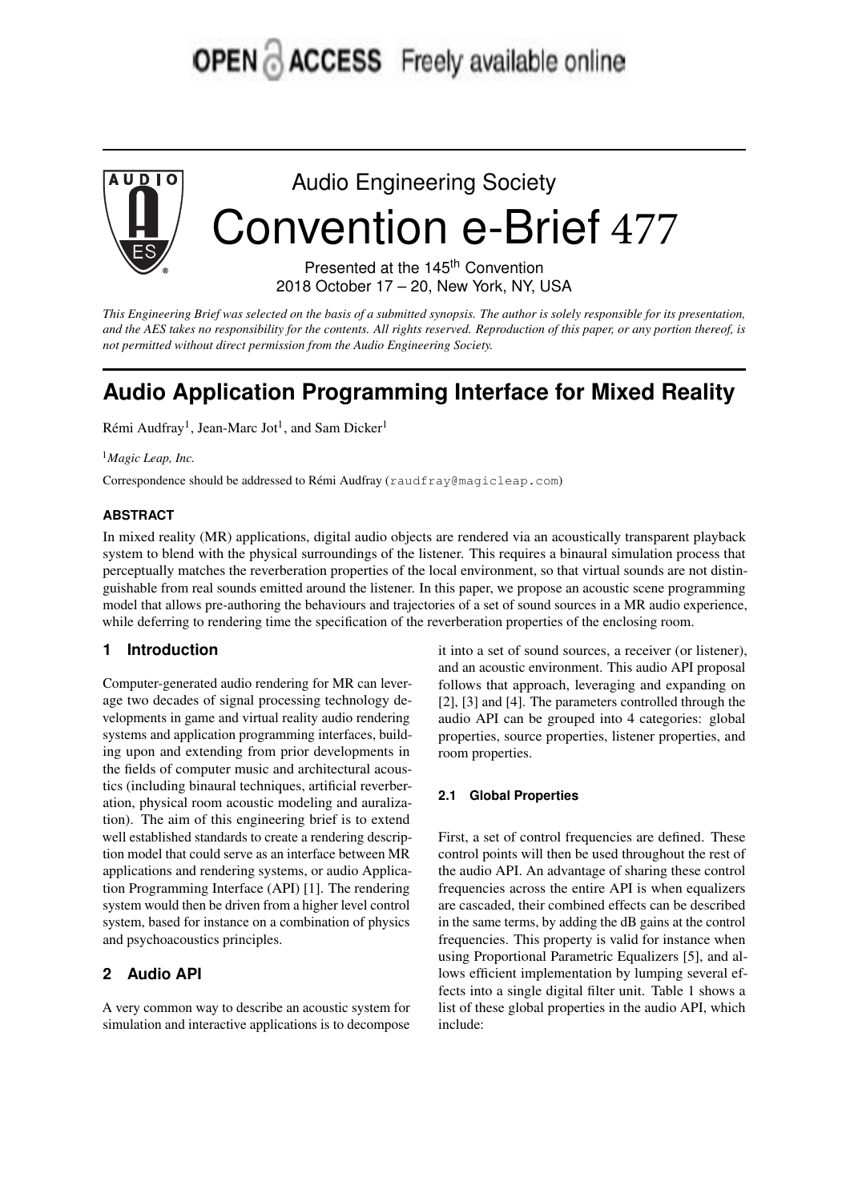OPEN ACCESS Freely available online

Audio Engineering Society

# Convention e-Brief 477

Presented at the 145th Convention
2018 October 17 – 20, New York, NY, USA

*This Engineering Brief was selected on the basis of a submitted synopsis. The author is solely responsible for its presentation, and the AES takes no responsibility for the contents. All rights reserved. Reproduction of this paper, or any portion thereof, is not permitted without direct permission from the Audio Engineering Society.*

# Audio Application Programming Interface for Mixed Reality

Rémi Audfray[1], Jean-Marc Jot[1], and Sam Dicker[1]

[1]*Magic Leap, Inc.*

Correspondence should be addressed to Rémi Audfray (raudfray@magicleap.com)

### ABSTRACT

In mixed reality (MR) applications, digital audio objects are rendered via an acoustically transparent playback system to blend with the physical surroundings of the listener. This requires a binaural simulation process that perceptually matches the reverberation properties of the local environment, so that virtual sounds are not distinguishable from real sounds emitted around the listener. In this paper, we propose an acoustic scene programming model that allows pre-authoring the behaviours and trajectories of a set of sound sources in a MR audio experience, while deferring to rendering time the specification of the reverberation properties of the enclosing room.

## 1 Introduction

Computer-generated audio rendering for MR can leverage two decades of signal processing technology developments in game and virtual reality audio rendering systems and application programming interfaces, building upon and extending from prior developments in the fields of computer music and architectural acoustics (including binaural techniques, artificial reverberation, physical room acoustic modeling and auralization). The aim of this engineering brief is to extend well established standards to create a rendering description model that could serve as an interface between MR applications and rendering systems, or audio Application Programming Interface (API) [1]. The rendering system would then be driven from a higher level control system, based for instance on a combination of physics and psychoacoustics principles.

## 2 Audio API

A very common way to describe an acoustic system for simulation and interactive applications is to decompose it into a set of sound sources, a receiver (or listener), and an acoustic environment. This audio API proposal follows that approach, leveraging and expanding on [2], [3] and [4]. The parameters controlled through the audio API can be grouped into 4 categories: global properties, source properties, listener properties, and room properties.

### 2.1 Global Properties

First, a set of control frequencies are defined. These control points will then be used throughout the rest of the audio API. An advantage of sharing these control frequencies across the entire API is when equalizers are cascaded, their combined effects can be described in the same terms, by adding the dB gains at the control frequencies. This property is valid for instance when using Proportional Parametric Equalizers [5], and allows efficient implementation by lumping several effects into a single digital filter unit. Table 1 shows a list of these global properties in the audio API, which include: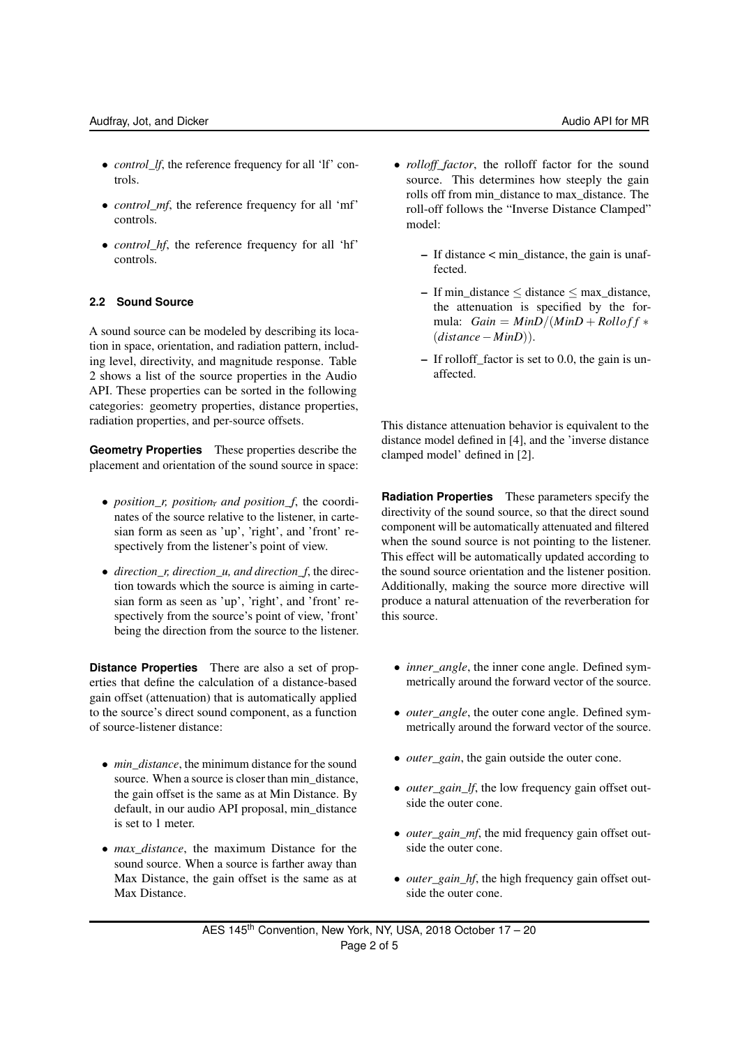- *control_lf*, the reference frequency for all 'lf' controls.
- *control_mf*, the reference frequency for all 'mf' controls.
- *control_hf*, the reference frequency for all 'hf' controls.

### 2.2 Sound Source

A sound source can be modeled by describing its location in space, orientation, and radiation pattern, including level, directivity, and magnitude response. Table 2 shows a list of the source properties in the Audio API. These properties can be sorted in the following categories: geometry properties, distance properties, radiation properties, and per-source offsets.

**Geometry Properties** These properties describe the placement and orientation of the sound source in space:

- *position_r, position_, and position_f*, the coordinates of the source relative to the listener, in cartesian form as seen as 'up', 'right', and 'front' respectively from the listener's point of view.
- *direction_r, direction_u, and direction_f*, the direction towards which the source is aiming in cartesian form as seen as 'up', 'right', and 'front' respectively from the source's point of view, 'front' being the direction from the source to the listener.

**Distance Properties** There are also a set of properties that define the calculation of a distance-based gain offset (attenuation) that is automatically applied to the source's direct sound component, as a function of source-listener distance:

- *min_distance*, the minimum distance for the sound source. When a source is closer than min_distance, the gain offset is the same as at Min Distance. By default, in our audio API proposal, min_distance is set to 1 meter.
- *max_distance*, the maximum Distance for the sound source. When a source is farther away than Max Distance, the gain offset is the same as at Max Distance.
- *rolloff_factor*, the rolloff factor for the sound source. This determines how steeply the gain rolls off from min_distance to max_distance. The roll-off follows the "Inverse Distance Clamped" model:
  - If distance < min_distance, the gain is unaffected.
  - If min_distance $\leq$ distance $\leq$ max_distance, the attenuation is specified by the formula: $Gain = MinD/(MinD + Rolloff * (distance - MinD))$.
  - If rolloff_factor is set to 0.0, the gain is unaffected.

This distance attenuation behavior is equivalent to the distance model defined in [4], and the 'inverse distance clamped model' defined in [2].

**Radiation Properties** These parameters specify the directivity of the sound source, so that the direct sound component will be automatically attenuated and filtered when the sound source is not pointing to the listener. This effect will be automatically updated according to the sound source orientation and the listener position. Additionally, making the source more directive will produce a natural attenuation of the reverberation for this source.

- *inner_angle*, the inner cone angle. Defined symmetrically around the forward vector of the source.
- *outer_angle*, the outer cone angle. Defined symmetrically around the forward vector of the source.
- *outer_gain*, the gain outside the outer cone.
- *outer_gain_lf*, the low frequency gain offset outside the outer cone.
- *outer_gain_mf*, the mid frequency gain offset outside the outer cone.
- *outer_gain_hf*, the high frequency gain offset outside the outer cone.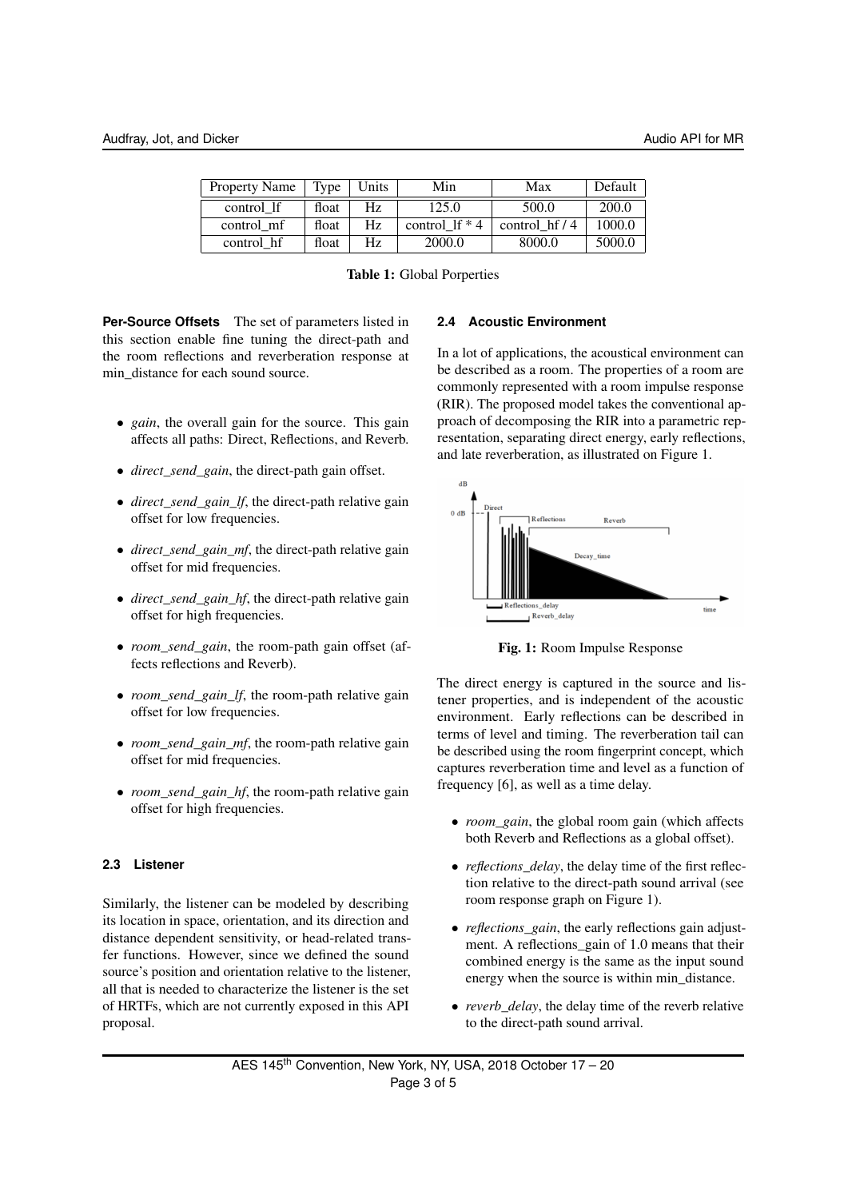| Property Name | Type | Units | Min | Max | Default |
|---|---|---|---|---|---|
| control_lf | float | Hz | 125.0 | 500.0 | 200.0 |
| control_mf | float | Hz | control_lf * 4 | control_hf / 4 | 1000.0 |
| control_hf | float | Hz | 2000.0 | 8000.0 | 5000.0 |

**Table 1:** Global Porperties

**Per-Source Offsets** The set of parameters listed in this section enable fine tuning the direct-path and the room reflections and reverberation response at min_distance for each sound source.

- *gain*, the overall gain for the source. This gain affects all paths: Direct, Reflections, and Reverb.
- *direct_send_gain*, the direct-path gain offset.
- *direct_send_gain_lf*, the direct-path relative gain offset for low frequencies.
- *direct_send_gain_mf*, the direct-path relative gain offset for mid frequencies.
- *direct_send_gain_hf*, the direct-path relative gain offset for high frequencies.
- *room_send_gain*, the room-path gain offset (affects reflections and Reverb).
- *room_send_gain_lf*, the room-path relative gain offset for low frequencies.
- *room_send_gain_mf*, the room-path relative gain offset for mid frequencies.
- *room_send_gain_hf*, the room-path relative gain offset for high frequencies.

### 2.3 Listener

Similarly, the listener can be modeled by describing its location in space, orientation, and its direction and distance dependent sensitivity, or head-related transfer functions. However, since we defined the sound source's position and orientation relative to the listener, all that is needed to characterize the listener is the set of HRTFs, which are not currently exposed in this API proposal.

### 2.4 Acoustic Environment

In a lot of applications, the acoustical environment can be described as a room. The properties of a room are commonly represented with a room impulse response (RIR). The proposed model takes the conventional approach of decomposing the RIR into a parametric representation, separating direct energy, early reflections, and late reverberation, as illustrated on Figure 1.

**Fig. 1:** Room Impulse Response

The direct energy is captured in the source and listener properties, and is independent of the acoustic environment. Early reflections can be described in terms of level and timing. The reverberation tail can be described using the room fingerprint concept, which captures reverberation time and level as a function of frequency [6], as well as a time delay.

- *room_gain*, the global room gain (which affects both Reverb and Reflections as a global offset).
- *reflections_delay*, the delay time of the first reflection relative to the direct-path sound arrival (see room response graph on Figure 1).
- *reflections_gain*, the early reflections gain adjustment. A reflections_gain of 1.0 means that their combined energy is the same as the input sound energy when the source is within min_distance.
- *reverb_delay*, the delay time of the reverb relative to the direct-path sound arrival.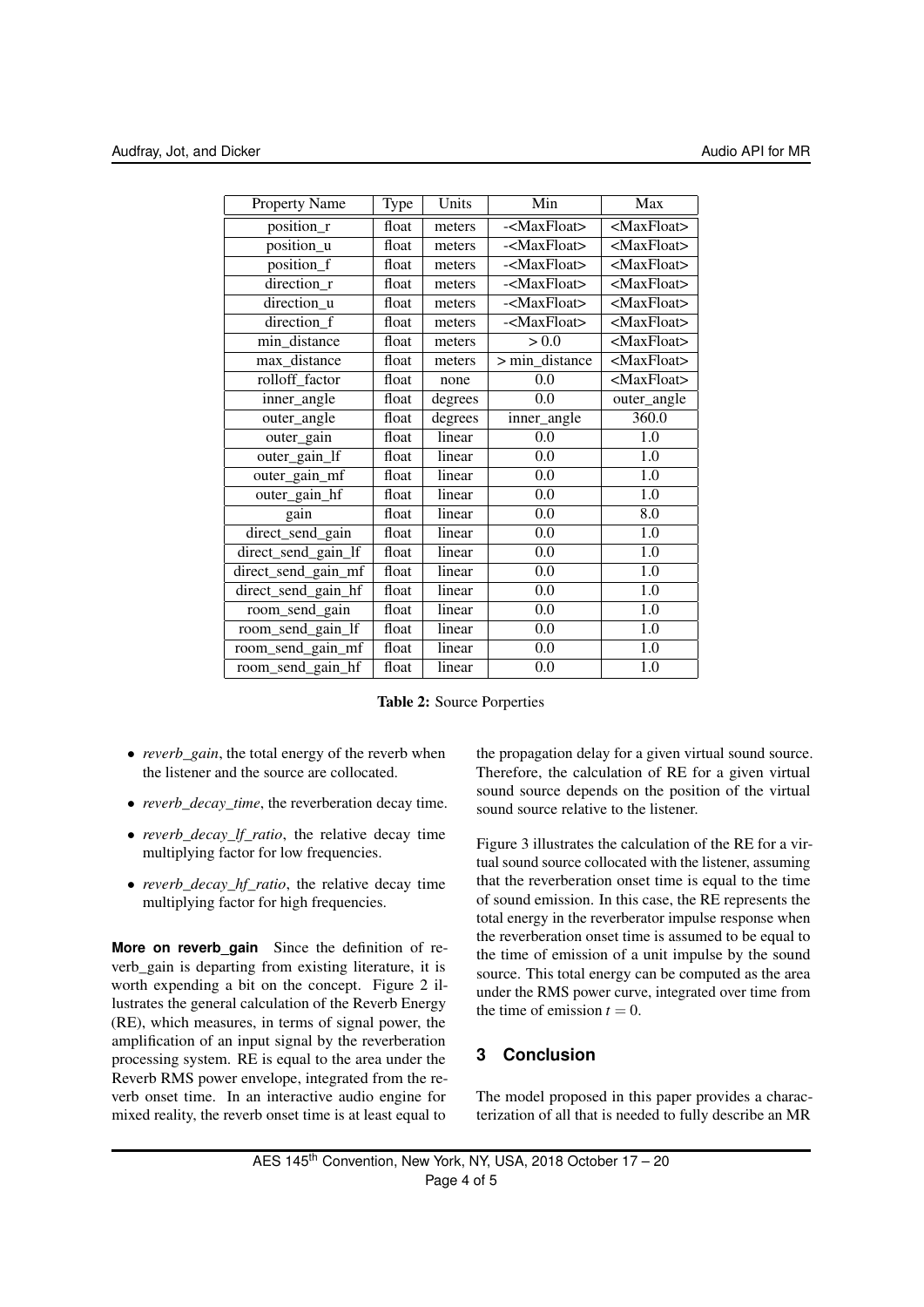| Property Name | Type | Units | Min | Max |
|---|---|---|---|---|
| position_r | float | meters | -<MaxFloat> | <MaxFloat> |
| position_u | float | meters | -<MaxFloat> | <MaxFloat> |
| position_f | float | meters | -<MaxFloat> | <MaxFloat> |
| direction_r | float | meters | -<MaxFloat> | <MaxFloat> |
| direction_u | float | meters | -<MaxFloat> | <MaxFloat> |
| direction_f | float | meters | -<MaxFloat> | <MaxFloat> |
| min_distance | float | meters | > 0.0 | <MaxFloat> |
| max_distance | float | meters | > min_distance | <MaxFloat> |
| rolloff_factor | float | none | 0.0 | <MaxFloat> |
| inner_angle | float | degrees | 0.0 | outer_angle |
| outer_angle | float | degrees | inner_angle | 360.0 |
| outer_gain | float | linear | 0.0 | 1.0 |
| outer_gain_lf | float | linear | 0.0 | 1.0 |
| outer_gain_mf | float | linear | 0.0 | 1.0 |
| outer_gain_hf | float | linear | 0.0 | 1.0 |
| gain | float | linear | 0.0 | 8.0 |
| direct_send_gain | float | linear | 0.0 | 1.0 |
| direct_send_gain_lf | float | linear | 0.0 | 1.0 |
| direct_send_gain_mf | float | linear | 0.0 | 1.0 |
| direct_send_gain_hf | float | linear | 0.0 | 1.0 |
| room_send_gain | float | linear | 0.0 | 1.0 |
| room_send_gain_lf | float | linear | 0.0 | 1.0 |
| room_send_gain_mf | float | linear | 0.0 | 1.0 |
| room_send_gain_hf | float | linear | 0.0 | 1.0 |

**Table 2:** Source Porperties

- *reverb_gain*, the total energy of the reverb when the listener and the source are collocated.
- *reverb_decay_time*, the reverberation decay time.
- *reverb_decay_lf_ratio*, the relative decay time multiplying factor for low frequencies.
- *reverb_decay_hf_ratio*, the relative decay time multiplying factor for high frequencies.

**More on reverb_gain** Since the definition of reverb_gain is departing from existing literature, it is worth expending a bit on the concept. Figure 2 illustrates the general calculation of the Reverb Energy (RE), which measures, in terms of signal power, the amplification of an input signal by the reverberation processing system. RE is equal to the area under the Reverb RMS power envelope, integrated from the reverb onset time. In an interactive audio engine for mixed reality, the reverb onset time is at least equal to the propagation delay for a given virtual sound source. Therefore, the calculation of RE for a given virtual sound source depends on the position of the virtual sound source relative to the listener.

Figure 3 illustrates the calculation of the RE for a virtual sound source collocated with the listener, assuming that the reverberation onset time is equal to the time of sound emission. In this case, the RE represents the total energy in the reverberator impulse response when the reverberation onset time is assumed to be equal to the time of emission of a unit impulse by the sound source. This total energy can be computed as the area under the RMS power curve, integrated over time from the time of emission $t = 0$.

## 3 Conclusion

The model proposed in this paper provides a characterization of all that is needed to fully describe an MR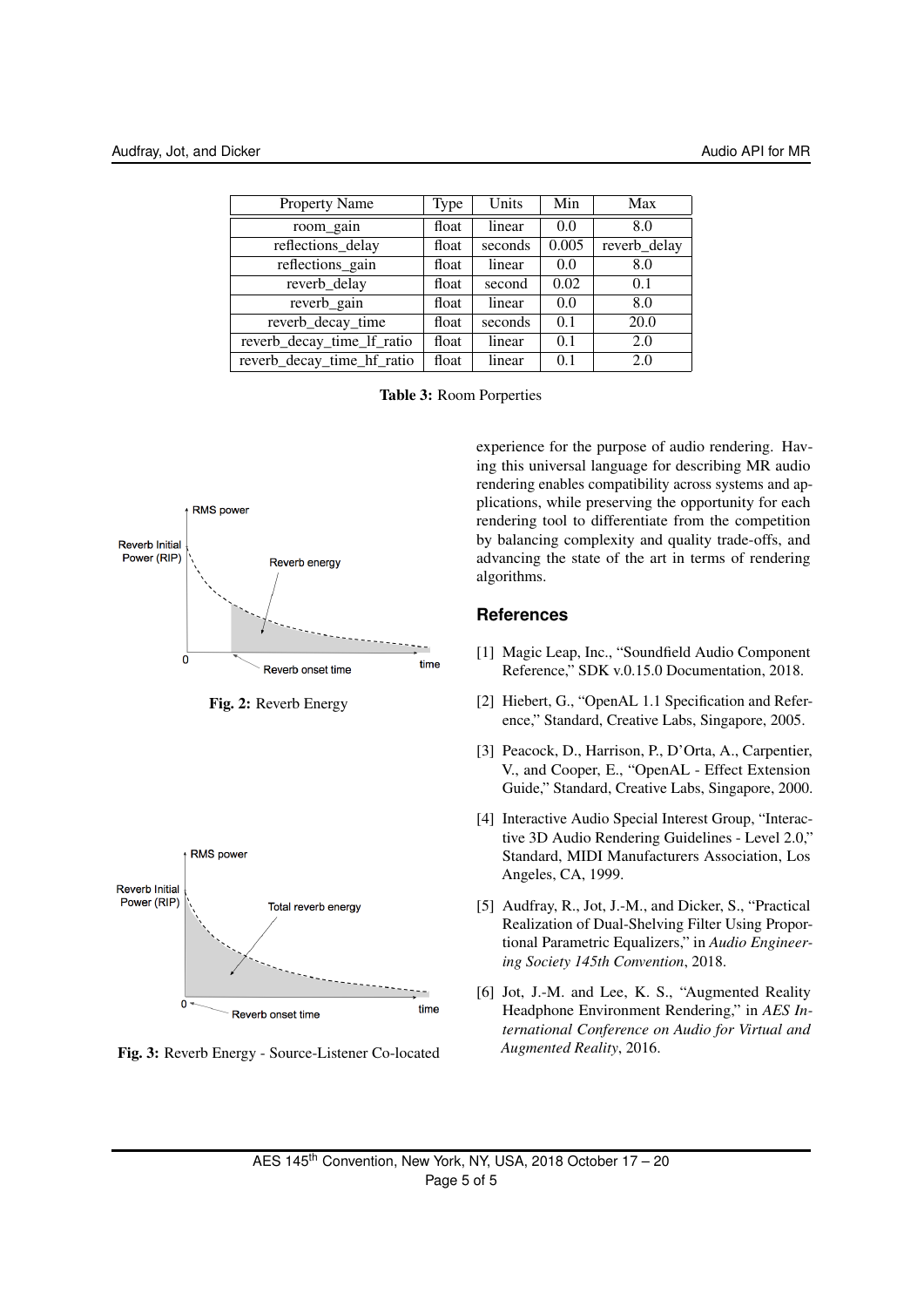| Property Name | Type | Units | Min | Max |
|---|---|---|---|---|
| room_gain | float | linear | 0.0 | 8.0 |
| reflections_delay | float | seconds | 0.005 | reverb_delay |
| reflections_gain | float | linear | 0.0 | 8.0 |
| reverb_delay | float | second | 0.02 | 0.1 |
| reverb_gain | float | linear | 0.0 | 8.0 |
| reverb_decay_time | float | seconds | 0.1 | 20.0 |
| reverb_decay_time_lf_ratio | float | linear | 0.1 | 2.0 |
| reverb_decay_time_hf_ratio | float | linear | 0.1 | 2.0 |

**Table 3:** Room Porperties

RMS power
Reverb Initial Power (RIP)
Reverb energy
0
Reverb onset time
time

**Fig. 2:** Reverb Energy

RMS power
Reverb Initial Power (RIP)
Total reverb energy
0
Reverb onset time
time

**Fig. 3:** Reverb Energy - Source-Listener Co-located

experience for the purpose of audio rendering. Having this universal language for describing MR audio rendering enables compatibility across systems and applications, while preserving the opportunity for each rendering tool to differentiate from the competition by balancing complexity and quality trade-offs, and advancing the state of the art in terms of rendering algorithms.

## References

[1] Magic Leap, Inc., "Soundfield Audio Component Reference," SDK v.0.15.0 Documentation, 2018.

[2] Hiebert, G., "OpenAL 1.1 Specification and Reference," Standard, Creative Labs, Singapore, 2005.

[3] Peacock, D., Harrison, P., D'Orta, A., Carpentier, V., and Cooper, E., "OpenAL - Effect Extension Guide," Standard, Creative Labs, Singapore, 2000.

[4] Interactive Audio Special Interest Group, "Interactive 3D Audio Rendering Guidelines - Level 2.0," Standard, MIDI Manufacturers Association, Los Angeles, CA, 1999.

[5] Audfray, R., Jot, J.-M., and Dicker, S., "Practical Realization of Dual-Shelving Filter Using Proportional Parametric Equalizers," in *Audio Engineering Society 145th Convention*, 2018.

[6] Jot, J.-M. and Lee, K. S., "Augmented Reality Headphone Environment Rendering," in *AES International Conference on Audio for Virtual and Augmented Reality*, 2016.